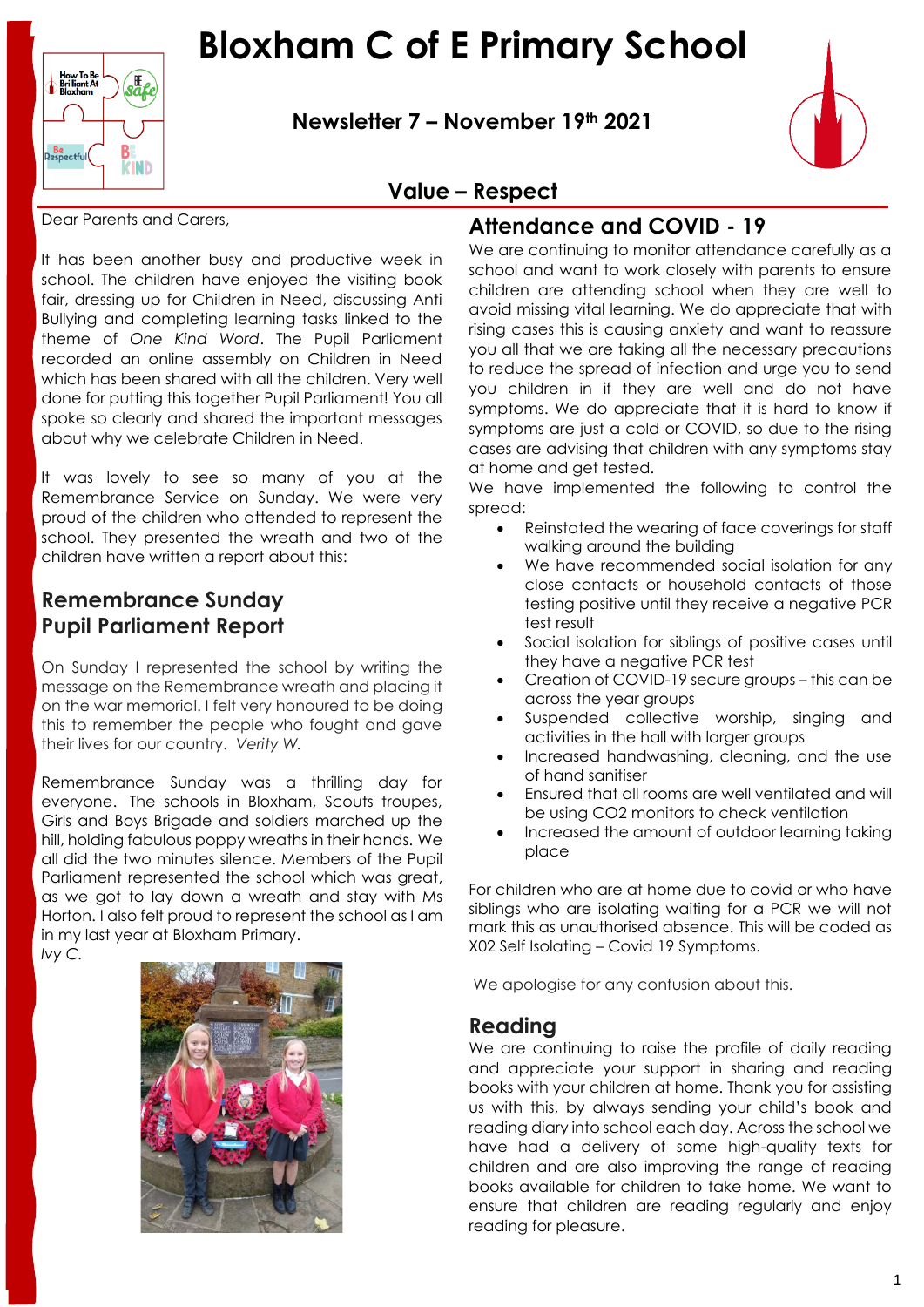# Bloxham C of E Primary School

## Newsletter 7 – November 19th 2021

## Value – Respect

Dear Parents and Carers,

It has been another busy and productive week in school. The children have enjoyed the visiting book fair, dressing up for Children in Need, discussing Anti Bullying and completing learning tasks linked to the theme of *One Kind Word*. The Pupil Parliament recorded an online assembly on Children in Need which has been shared with all the children. Very well done for putting this together Pupil Parliament! You all spoke so clearly and shared the important messages about why we celebrate Children in Need.

It was lovely to see so many of you at the Remembrance Service on Sunday. We were very proud of the children who attended to represent the school. They presented the wreath and two of the children have written a report about this:

## Remembrance Sunday Pupil Parliament Report

On Sunday I represented the school by writing the message on the Remembrance wreath and placing it on the war memorial. I felt very honoured to be doing this to remember the people who fought and gave their lives for our country. *Verity W.*

Remembrance Sunday was a thrilling day for everyone. The schools in Bloxham, Scouts troupes, Girls and Boys Brigade and soldiers marched up the hill, holding fabulous poppy wreaths in their hands. We all did the two minutes silence. Members of the Pupil Parliament represented the school which was great, as we got to lay down a wreath and stay with Ms Horton. I also felt proud to represent the school as I am in my last year at Bloxham Primary.
*Ivy C.*

## Attendance and COVID - 19

We are continuing to monitor attendance carefully as a school and want to work closely with parents to ensure children are attending school when they are well to avoid missing vital learning. We do appreciate that with rising cases this is causing anxiety and want to reassure you all that we are taking all the necessary precautions to reduce the spread of infection and urge you to send you children in if they are well and do not have symptoms. We do appreciate that it is hard to know if symptoms are just a cold or COVID, so due to the rising cases are advising that children with any symptoms stay at home and get tested.
We have implemented the following to control the spread:

- Reinstated the wearing of face coverings for staff walking around the building
- We have recommended social isolation for any close contacts or household contacts of those testing positive until they receive a negative PCR test result
- Social isolation for siblings of positive cases until they have a negative PCR test
- Creation of COVID-19 secure groups – this can be across the year groups
- Suspended collective worship, singing and activities in the hall with larger groups
- Increased handwashing, cleaning, and the use of hand sanitiser
- Ensured that all rooms are well ventilated and will be using CO2 monitors to check ventilation
- Increased the amount of outdoor learning taking place

For children who are at home due to covid or who have siblings who are isolating waiting for a PCR we will not mark this as unauthorised absence. This will be coded as X02 Self Isolating – Covid 19 Symptoms.

We apologise for any confusion about this.

## Reading

We are continuing to raise the profile of daily reading and appreciate your support in sharing and reading books with your children at home. Thank you for assisting us with this, by always sending your child's book and reading diary into school each day. Across the school we have had a delivery of some high-quality texts for children and are also improving the range of reading books available for children to take home. We want to ensure that children are reading regularly and enjoy reading for pleasure.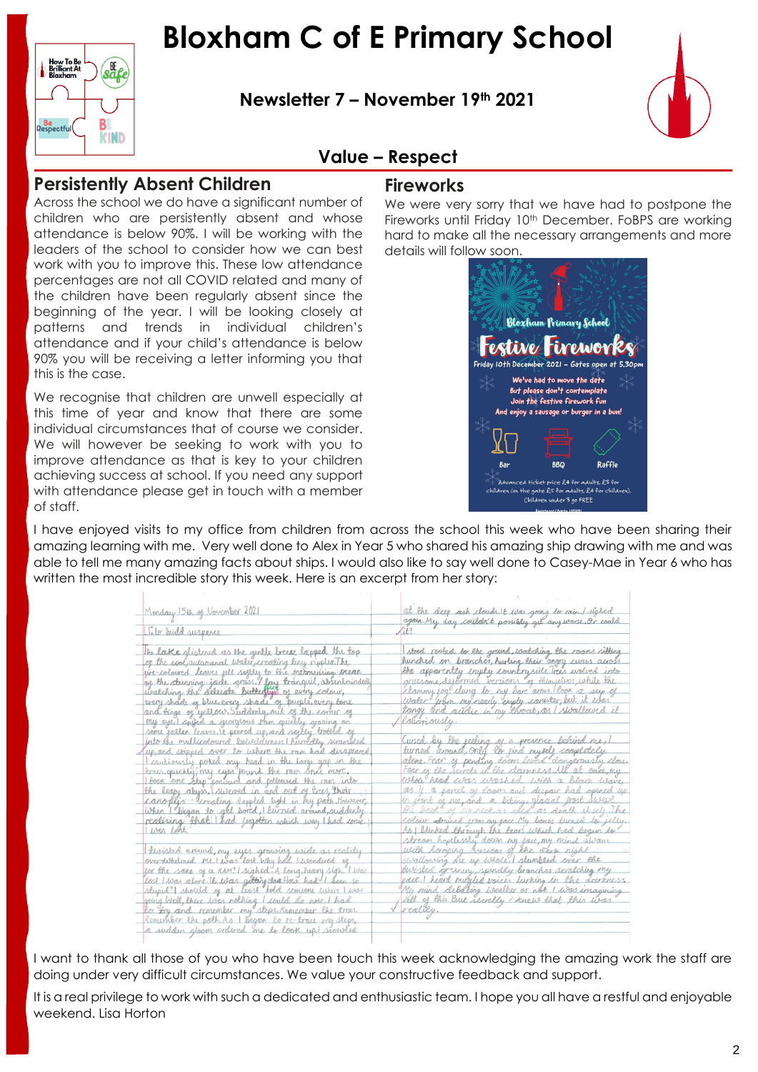# Bloxham C of E Primary School

## Newsletter 7 – November 19th 2021

## Value – Respect

### Persistently Absent Children

Across the school we do have a significant number of children who are persistently absent and whose attendance is below 90%. I will be working with the leaders of the school to consider how we can best work with you to improve this. These low attendance percentages are not all COVID related and many of the children have been regularly absent since the beginning of the year. I will be looking closely at patterns and trends in individual children's attendance and if your child's attendance is below 90% you will be receiving a letter informing you that this is the case.

We recognise that children are unwell especially at this time of year and know that there are some individual circumstances that of course we consider. We will however be seeking to work with you to improve attendance as that is key to your children achieving success at school. If you need any support with attendance please get in touch with a member of staff.

### Fireworks

We were very sorry that we have had to postpone the Fireworks until Friday 10th December. FoBPS are working hard to make all the necessary arrangements and more details will follow soon.

Bloxham Primary School

Festive Fireworks

Friday 10th December 2021 – Gates open at 5.30pm

We've had to move the date
But please don't contemplate
Join the festive firework fun
And enjoy a sausage or burger in a bun!

Bar BBQ Raffle

Advanced ticket price £4 for adults, £3 for children (on the gate £5 for adults, £4 for children). Children under 3 go FREE

I have enjoyed visits to my office from children from across the school this week who have been sharing their amazing learning with me. Very well done to Alex in Year 5 who shared his amazing ship drawing with me and was able to tell me many amazing facts about ships. I would also like to say well done to Casey-Mae in Year 6 who has written the most incredible story this week. Here is an excerpt from her story:

Monday 15th of November 2021

L.I: to build suspence

The lake glistened as the gentle breeze lapped the top of the cool, autumnal water, creating tiny ripples. The fire-coloured leaves fell softly to the mesmerising ocean of the stunning jade grass. I lay tranquil, absentmindedly watching the delicate butterflies of every colour, every shade of blue, every shade of purple, every tone and tinge of yellow. Suddenly, out of the corner of my eye, I spied a gorgeous ram quietly grazing on some fallen leaves. It peered up, and softly trotted off into the multicoloured wilderness. I hurriedly scrambled up, and skipped over to where the ram had disapeared. I cautiously poked my head in the large gap in the trees, quickly; my eyes found the ram once more. I took one step forward and followed the ram into the leafy abyss. I swerved in and out of trees, their canopies creating dappled light in my path. However, when I began to get bored, I turned around, suddenly realising that I had forgotten which way I had come. I was lost.

I twisted around, my eyes growing wide as reality overwhelmed me. I was lost. Why had I wondered off for the sake of a RAM! I sighed. A long, heavy sigh. I was lost. I was alone. It was getting dark. How had I been so stupid? I should of at least told someone where I was going. Well, there was nothing I could do now. I had to try and remember my steps. Remember the trees. Remember the path. As I began to re-trace my steps, a sudden gloom ordered me to look up. I scowled at the deep ash clouds. It was going to rain. I sighed again. My day couldn't possibly get any worse. Or could it?

I stood rooted to the ground, watching the rooks sitting hunched on branches, hurling their angry cries across the apparently empty countryside. Trees evolved into gruesome, deformed versions of themselves, while the clammy fog clung to my bare arms. I took a sip of water from my nearly empty canister, but it was tangy and acidic in my throat, as I swallowed it laboriously.

Cursed by the feeling of a presence behind me, I turned around, only to find myself completely alone. Fear of pending doom lurked dangerously close. Fear of the secrets of the darkness. All at once, my whole head was washed with a black wave, as if a parcel of doom and despair had opened up in front of me, and a biting, glacial frost swept the back of my neck as cold as death itself. The colour drained from my face. My bones turned to jelly. As I blinked through the tears which had begun to stream hopelessly down my face, my mind swam with horrifying visions of the dark night swallowing me up whole. I stumbled over the twisted, gnarly, spindly branches scratching my face. I heard muffled voices lurking in the darkness. My mind debating whether or not I was imagining all of this. But secretly I knew that this was reality.

I want to thank all those of you who have been touch this week acknowledging the amazing work the staff are doing under very difficult circumstances. We value your constructive feedback and support.

It is a real privilege to work with such a dedicated and enthusiastic team. I hope you all have a restful and enjoyable weekend. Lisa Horton